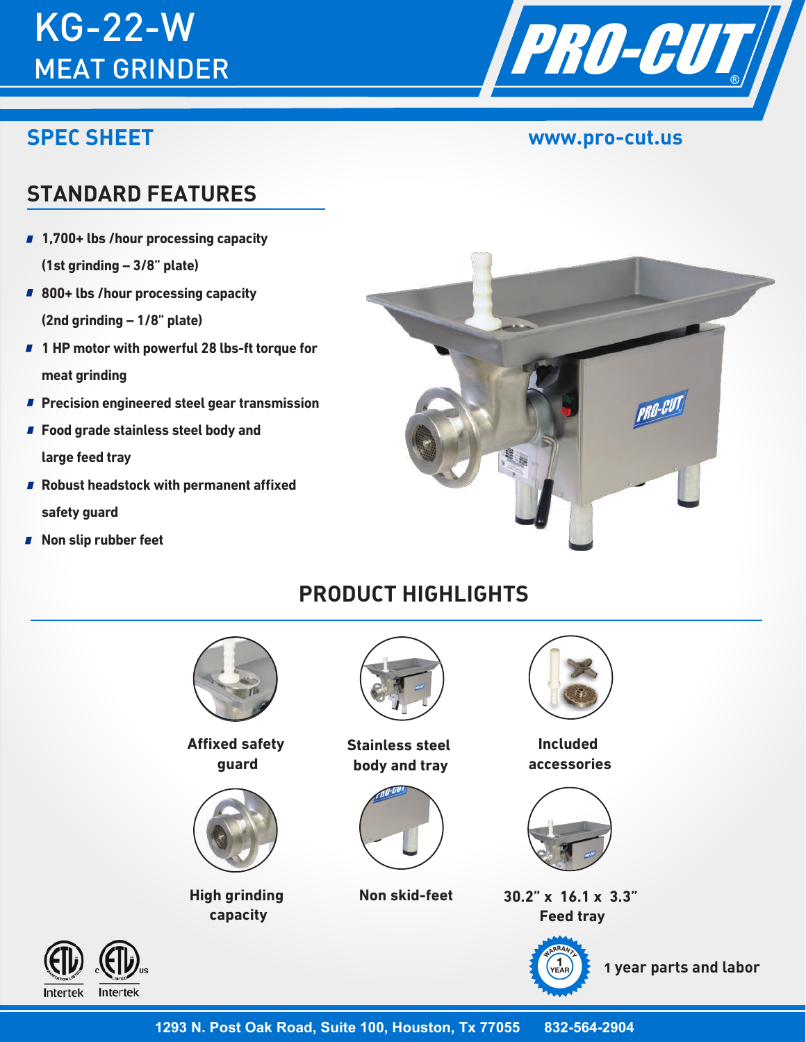# KG-22-W
## MEAT GRINDER

PRO-CUT®

## SPEC SHEET

www.pro-cut.us

## STANDARD FEATURES

- **1,700+ lbs /hour processing capacity (1st grinding – 3/8" plate)**
- **800+ lbs /hour processing capacity (2nd grinding – 1/8" plate)**
- **1 HP motor with powerful 28 lbs-ft torque for meat grinding**
- **Precision engineered steel gear transmission**
- **Food grade stainless steel body and large feed tray**
- **Robust headstock with permanent affixed safety guard**
- **Non slip rubber feet**

## PRODUCT HIGHLIGHTS

**Affixed safety guard**

**Stainless steel body and tray**

**Included accessories**

**High grinding capacity**

**Non skid-feet**

**30.2" x 16.1 x 3.3" Feed tray**

Intertek Intertek

**1 year parts and labor**

1293 N. Post Oak Road, Suite 100, Houston, Tx 77055 832-564-2904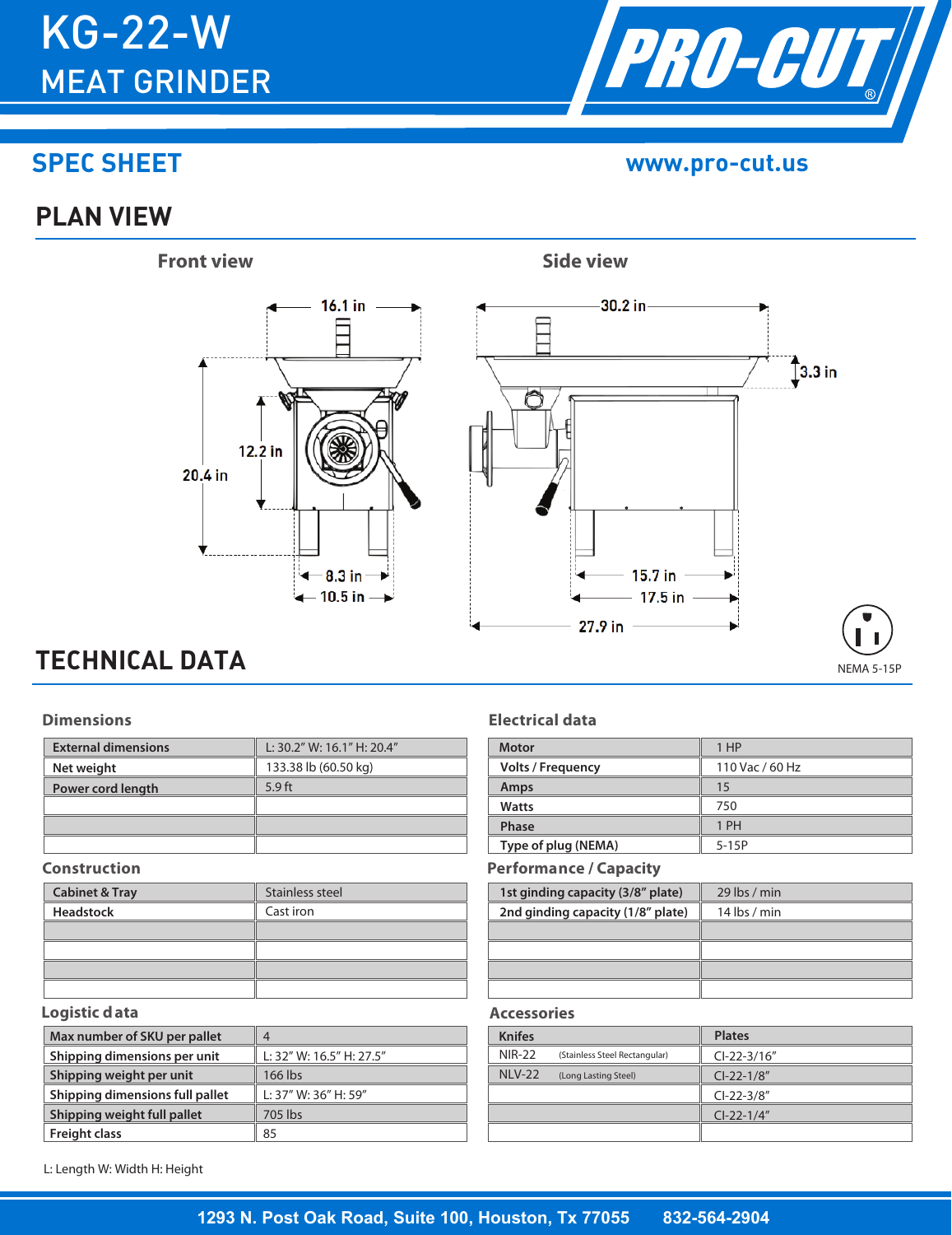# KG-22-W
## MEAT GRINDER

PRO-CUT®

## SPEC SHEET

www.pro-cut.us

## PLAN VIEW

Front view

16.1 in
12.2 in
20.4 in
8.3 in
10.5 in

Side view

30.2 in
3.3 in
15.7 in
17.5 in
27.9 in

NEMA 5-15P

## TECHNICAL DATA

### Dimensions

| | |
|---|---|
| External dimensions | L: 30.2" W: 16.1" H: 20.4" |
| Net weight | 133.38 lb (60.50 kg) |
| Power cord length | 5.9 ft |
| | |
| | |
| | |

### Electrical data

| | |
|---|---|
| Motor | 1 HP |
| Volts / Frequency | 110 Vac / 60 Hz |
| Amps | 15 |
| Watts | 750 |
| Phase | 1 PH |
| Type of plug (NEMA) | 5-15P |

### Construction

| | |
|---|---|
| Cabinet & Tray | Stainless steel |
| Headstock | Cast iron |
| | |
| | |
| | |
| | |

### Performance / Capacity

| | |
|---|---|
| 1st ginding capacity (3/8" plate) | 29 lbs / min |
| 2nd ginding capacity (1/8" plate) | 14 lbs / min |
| | |
| | |
| | |
| | |

### Logistic data

| | |
|---|---|
| Max number of SKU per pallet | 4 |
| Shipping dimensions per unit | L: 32" W: 16.5" H: 27.5" |
| Shipping weight per unit | 166 lbs |
| Shipping dimensions full pallet | L: 37" W: 36" H: 59" |
| Shipping weight full pallet | 705 lbs |
| Freight class | 85 |

### Accessories

| Knifes | Plates |
|---|---|
| NIR-22 (Stainless Steel Rectangular) | CI-22-3/16" |
| NLV-22 (Long Lasting Steel) | CI-22-1/8" |
| | CI-22-3/8" |
| | CI-22-1/4" |
| | |

L: Length W: Width H: Height

1293 N. Post Oak Road, Suite 100, Houston, Tx 77055 832-564-2904